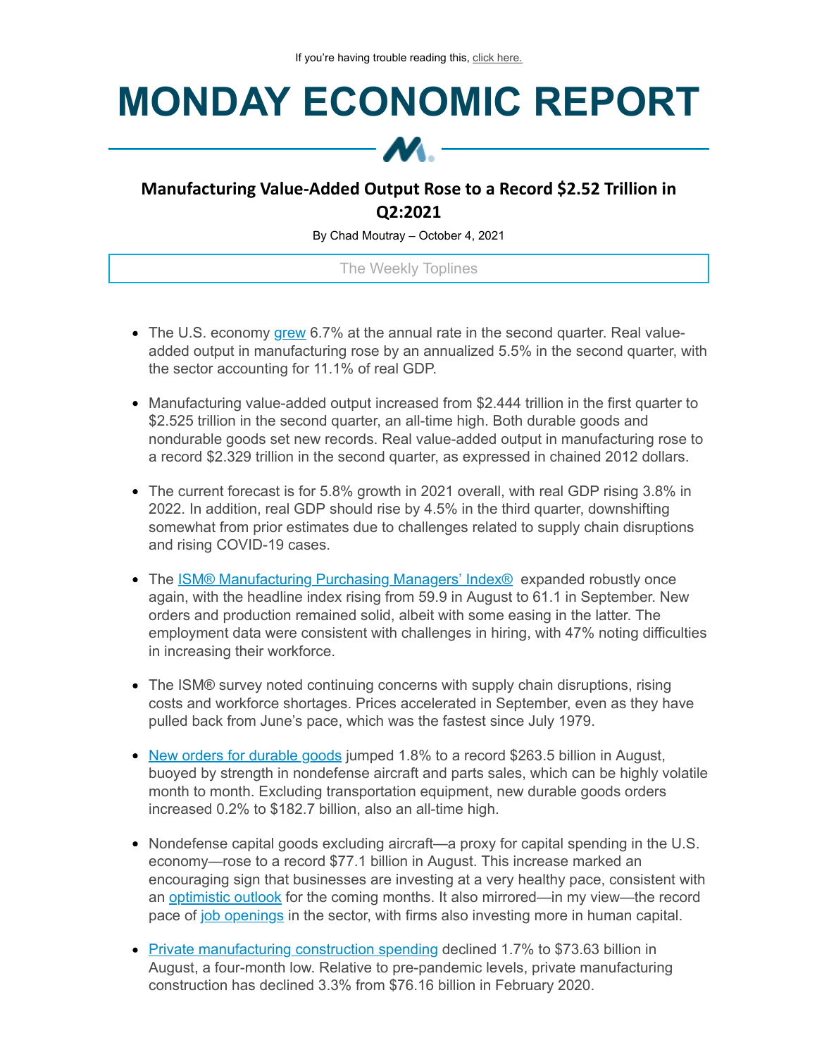If you're having trouble reading this, click here.

# MONDAY ECONOMIC REPORT

## Manufacturing Value-Added Output Rose to a Record $2.52 Trillion in Q2:2021

By Chad Moutray – October 4, 2021

The Weekly Toplines

- The U.S. economy grew 6.7% at the annual rate in the second quarter. Real value-added output in manufacturing rose by an annualized 5.5% in the second quarter, with the sector accounting for 11.1% of real GDP.
- Manufacturing value-added output increased from $2.444 trillion in the first quarter to $2.525 trillion in the second quarter, an all-time high. Both durable goods and nondurable goods set new records. Real value-added output in manufacturing rose to a record $2.329 trillion in the second quarter, as expressed in chained 2012 dollars.
- The current forecast is for 5.8% growth in 2021 overall, with real GDP rising 3.8% in 2022. In addition, real GDP should rise by 4.5% in the third quarter, downshifting somewhat from prior estimates due to challenges related to supply chain disruptions and rising COVID-19 cases.
- The ISM® Manufacturing Purchasing Managers' Index® expanded robustly once again, with the headline index rising from 59.9 in August to 61.1 in September. New orders and production remained solid, albeit with some easing in the latter. The employment data were consistent with challenges in hiring, with 47% noting difficulties in increasing their workforce.
- The ISM® survey noted continuing concerns with supply chain disruptions, rising costs and workforce shortages. Prices accelerated in September, even as they have pulled back from June's pace, which was the fastest since July 1979.
- New orders for durable goods jumped 1.8% to a record $263.5 billion in August, buoyed by strength in nondefense aircraft and parts sales, which can be highly volatile month to month. Excluding transportation equipment, new durable goods orders increased 0.2% to $182.7 billion, also an all-time high.
- Nondefense capital goods excluding aircraft—a proxy for capital spending in the U.S. economy—rose to a record $77.1 billion in August. This increase marked an encouraging sign that businesses are investing at a very healthy pace, consistent with an optimistic outlook for the coming months. It also mirrored—in my view—the record pace of job openings in the sector, with firms also investing more in human capital.
- Private manufacturing construction spending declined 1.7% to $73.63 billion in August, a four-month low. Relative to pre-pandemic levels, private manufacturing construction has declined 3.3% from $76.16 billion in February 2020.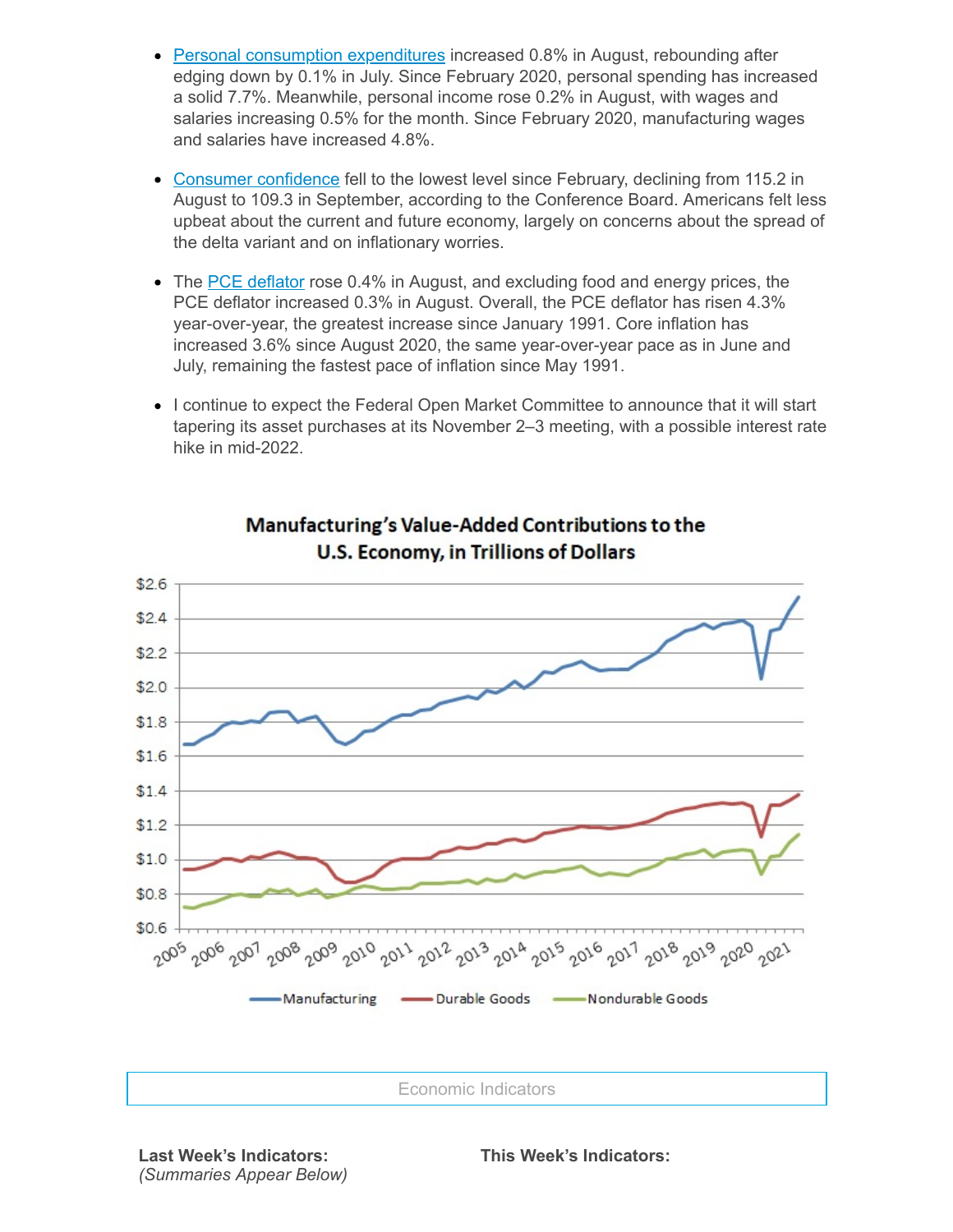- Personal consumption expenditures increased 0.8% in August, rebounding after edging down by 0.1% in July. Since February 2020, personal spending has increased a solid 7.7%. Meanwhile, personal income rose 0.2% in August, with wages and salaries increasing 0.5% for the month. Since February 2020, manufacturing wages and salaries have increased 4.8%.

- Consumer confidence fell to the lowest level since February, declining from 115.2 in August to 109.3 in September, according to the Conference Board. Americans felt less upbeat about the current and future economy, largely on concerns about the spread of the delta variant and on inflationary worries.

- The PCE deflator rose 0.4% in August, and excluding food and energy prices, the PCE deflator increased 0.3% in August. Overall, the PCE deflator has risen 4.3% year-over-year, the greatest increase since January 1991. Core inflation has increased 3.6% since August 2020, the same year-over-year pace as in June and July, remaining the fastest pace of inflation since May 1991.

- I continue to expect the Federal Open Market Committee to announce that it will start tapering its asset purchases at its November 2–3 meeting, with a possible interest rate hike in mid-2022.

**Manufacturing's Value-Added Contributions to the U.S. Economy, in Trillions of Dollars**

$2.6
$2.4
$2.2
$2.0
$1.8
$1.6
$1.4
$1.2
$1.0
$0.8
$0.6

2005 2006 2007 2008 2009 2010 2011 2012 2013 2014 2015 2016 2017 2018 2019 2020 2021

Manufacturing   Durable Goods   Nondurable Goods

Economic Indicators

**Last Week's Indicators:**
*(Summaries Appear Below)*

**This Week's Indicators:**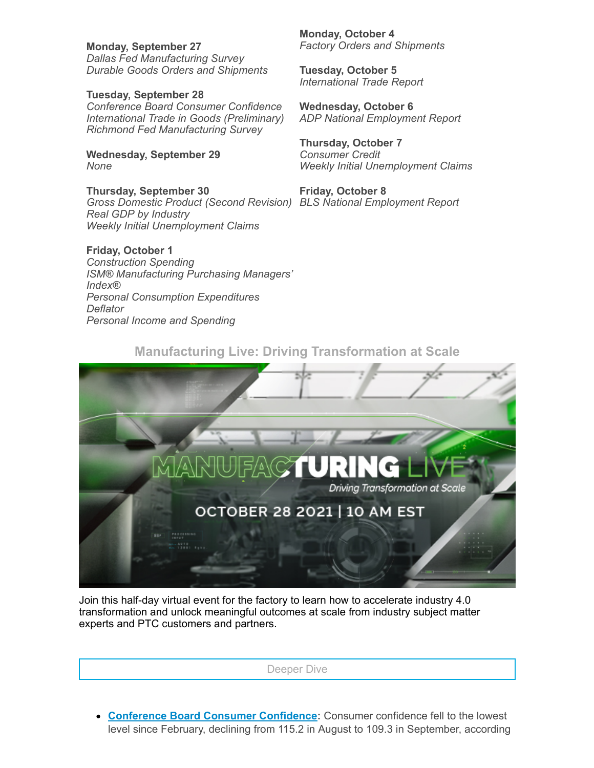**Monday, September 27**
*Dallas Fed Manufacturing Survey*
*Durable Goods Orders and Shipments*

**Tuesday, September 28**
*Conference Board Consumer Confidence*
*International Trade in Goods (Preliminary)*
*Richmond Fed Manufacturing Survey*

**Wednesday, September 29**
*None*

**Thursday, September 30**
*Gross Domestic Product (Second Revision)*
*Real GDP by Industry*
*Weekly Initial Unemployment Claims*

**Friday, October 1**
*Construction Spending*
*ISM® Manufacturing Purchasing Managers' Index®*
*Personal Consumption Expenditures Deflator*
*Personal Income and Spending*

**Monday, October 4**
*Factory Orders and Shipments*

**Tuesday, October 5**
*International Trade Report*

**Wednesday, October 6**
*ADP National Employment Report*

**Thursday, October 7**
*Consumer Credit*
*Weekly Initial Unemployment Claims*

**Friday, October 8**
*BLS National Employment Report*

## Manufacturing Live: Driving Transformation at Scale

MANUFACTURING LIVE
Driving Transformation at Scale
OCTOBER 28 2021 | 10 AM EST

Join this half-day virtual event for the factory to learn how to accelerate industry 4.0 transformation and unlock meaningful outcomes at scale from industry subject matter experts and PTC customers and partners.

Deeper Dive

- **Conference Board Consumer Confidence:** Consumer confidence fell to the lowest level since February, declining from 115.2 in August to 109.3 in September, according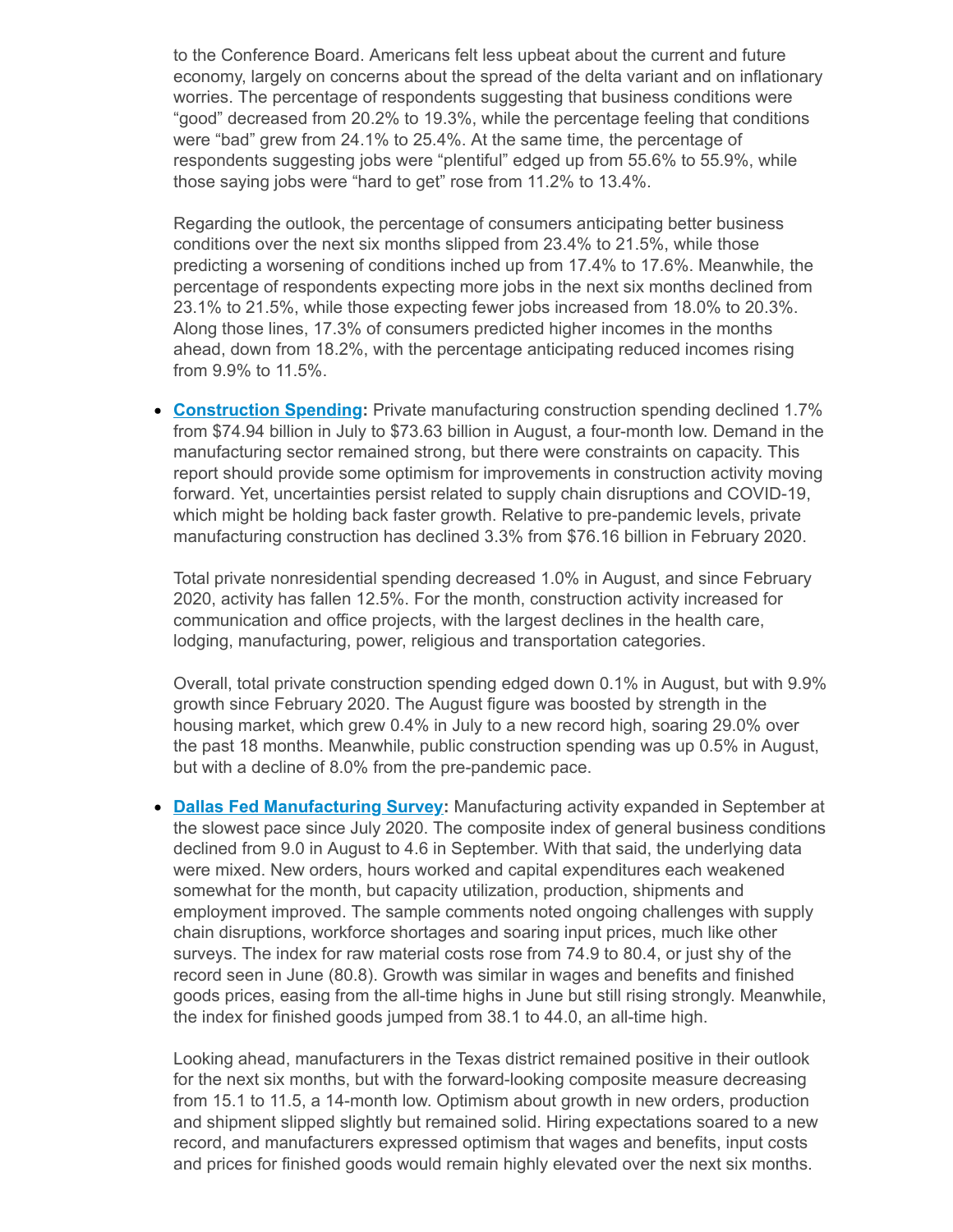to the Conference Board. Americans felt less upbeat about the current and future economy, largely on concerns about the spread of the delta variant and on inflationary worries. The percentage of respondents suggesting that business conditions were "good" decreased from 20.2% to 19.3%, while the percentage feeling that conditions were "bad" grew from 24.1% to 25.4%. At the same time, the percentage of respondents suggesting jobs were "plentiful" edged up from 55.6% to 55.9%, while those saying jobs were "hard to get" rose from 11.2% to 13.4%.

Regarding the outlook, the percentage of consumers anticipating better business conditions over the next six months slipped from 23.4% to 21.5%, while those predicting a worsening of conditions inched up from 17.4% to 17.6%. Meanwhile, the percentage of respondents expecting more jobs in the next six months declined from 23.1% to 21.5%, while those expecting fewer jobs increased from 18.0% to 20.3%. Along those lines, 17.3% of consumers predicted higher incomes in the months ahead, down from 18.2%, with the percentage anticipating reduced incomes rising from 9.9% to 11.5%.

- **Construction Spending:** Private manufacturing construction spending declined 1.7% from $74.94 billion in July to $73.63 billion in August, a four-month low. Demand in the manufacturing sector remained strong, but there were constraints on capacity. This report should provide some optimism for improvements in construction activity moving forward. Yet, uncertainties persist related to supply chain disruptions and COVID-19, which might be holding back faster growth. Relative to pre-pandemic levels, private manufacturing construction has declined 3.3% from $76.16 billion in February 2020.

  Total private nonresidential spending decreased 1.0% in August, and since February 2020, activity has fallen 12.5%. For the month, construction activity increased for communication and office projects, with the largest declines in the health care, lodging, manufacturing, power, religious and transportation categories.

  Overall, total private construction spending edged down 0.1% in August, but with 9.9% growth since February 2020. The August figure was boosted by strength in the housing market, which grew 0.4% in July to a new record high, soaring 29.0% over the past 18 months. Meanwhile, public construction spending was up 0.5% in August, but with a decline of 8.0% from the pre-pandemic pace.

- **Dallas Fed Manufacturing Survey:** Manufacturing activity expanded in September at the slowest pace since July 2020. The composite index of general business conditions declined from 9.0 in August to 4.6 in September. With that said, the underlying data were mixed. New orders, hours worked and capital expenditures each weakened somewhat for the month, but capacity utilization, production, shipments and employment improved. The sample comments noted ongoing challenges with supply chain disruptions, workforce shortages and soaring input prices, much like other surveys. The index for raw material costs rose from 74.9 to 80.4, or just shy of the record seen in June (80.8). Growth was similar in wages and benefits and finished goods prices, easing from the all-time highs in June but still rising strongly. Meanwhile, the index for finished goods jumped from 38.1 to 44.0, an all-time high.

  Looking ahead, manufacturers in the Texas district remained positive in their outlook for the next six months, but with the forward-looking composite measure decreasing from 15.1 to 11.5, a 14-month low. Optimism about growth in new orders, production and shipment slipped slightly but remained solid. Hiring expectations soared to a new record, and manufacturers expressed optimism that wages and benefits, input costs and prices for finished goods would remain highly elevated over the next six months.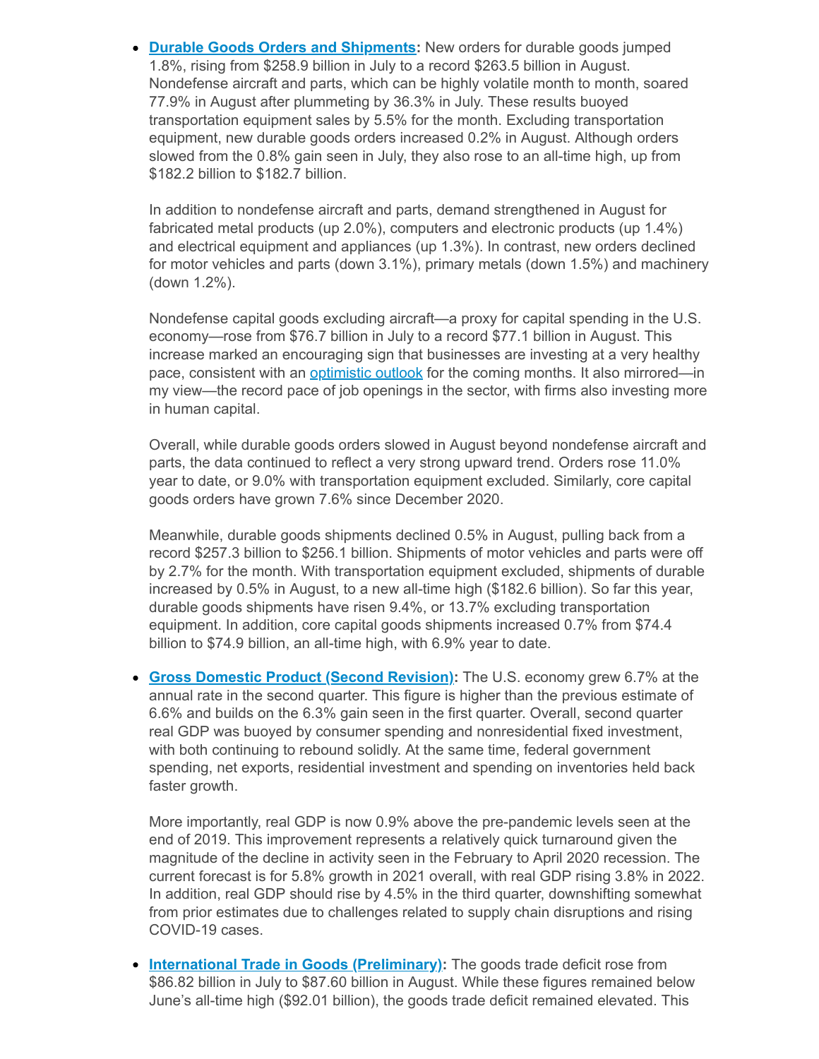- **[Durable Goods Orders and Shipments](#):** New orders for durable goods jumped 1.8%, rising from $258.9 billion in July to a record $263.5 billion in August. Nondefense aircraft and parts, which can be highly volatile month to month, soared 77.9% in August after plummeting by 36.3% in July. These results buoyed transportation equipment sales by 5.5% for the month. Excluding transportation equipment, new durable goods orders increased 0.2% in August. Although orders slowed from the 0.8% gain seen in July, they also rose to an all-time high, up from $182.2 billion to $182.7 billion.

  In addition to nondefense aircraft and parts, demand strengthened in August for fabricated metal products (up 2.0%), computers and electronic products (up 1.4%) and electrical equipment and appliances (up 1.3%). In contrast, new orders declined for motor vehicles and parts (down 3.1%), primary metals (down 1.5%) and machinery (down 1.2%).

  Nondefense capital goods excluding aircraft—a proxy for capital spending in the U.S. economy—rose from $76.7 billion in July to a record $77.1 billion in August. This increase marked an encouraging sign that businesses are investing at a very healthy pace, consistent with an [optimistic outlook](#) for the coming months. It also mirrored—in my view—the record pace of job openings in the sector, with firms also investing more in human capital.

  Overall, while durable goods orders slowed in August beyond nondefense aircraft and parts, the data continued to reflect a very strong upward trend. Orders rose 11.0% year to date, or 9.0% with transportation equipment excluded. Similarly, core capital goods orders have grown 7.6% since December 2020.

  Meanwhile, durable goods shipments declined 0.5% in August, pulling back from a record $257.3 billion to $256.1 billion. Shipments of motor vehicles and parts were off by 2.7% for the month. With transportation equipment excluded, shipments of durable increased by 0.5% in August, to a new all-time high ($182.6 billion). So far this year, durable goods shipments have risen 9.4%, or 13.7% excluding transportation equipment. In addition, core capital goods shipments increased 0.7% from $74.4 billion to $74.9 billion, an all-time high, with 6.9% year to date.

- **[Gross Domestic Product (Second Revision)](#):** The U.S. economy grew 6.7% at the annual rate in the second quarter. This figure is higher than the previous estimate of 6.6% and builds on the 6.3% gain seen in the first quarter. Overall, second quarter real GDP was buoyed by consumer spending and nonresidential fixed investment, with both continuing to rebound solidly. At the same time, federal government spending, net exports, residential investment and spending on inventories held back faster growth.

  More importantly, real GDP is now 0.9% above the pre-pandemic levels seen at the end of 2019. This improvement represents a relatively quick turnaround given the magnitude of the decline in activity seen in the February to April 2020 recession. The current forecast is for 5.8% growth in 2021 overall, with real GDP rising 3.8% in 2022. In addition, real GDP should rise by 4.5% in the third quarter, downshifting somewhat from prior estimates due to challenges related to supply chain disruptions and rising COVID-19 cases.

- **[International Trade in Goods (Preliminary)](#):** The goods trade deficit rose from $86.82 billion in July to $87.60 billion in August. While these figures remained below June's all-time high ($92.01 billion), the goods trade deficit remained elevated. This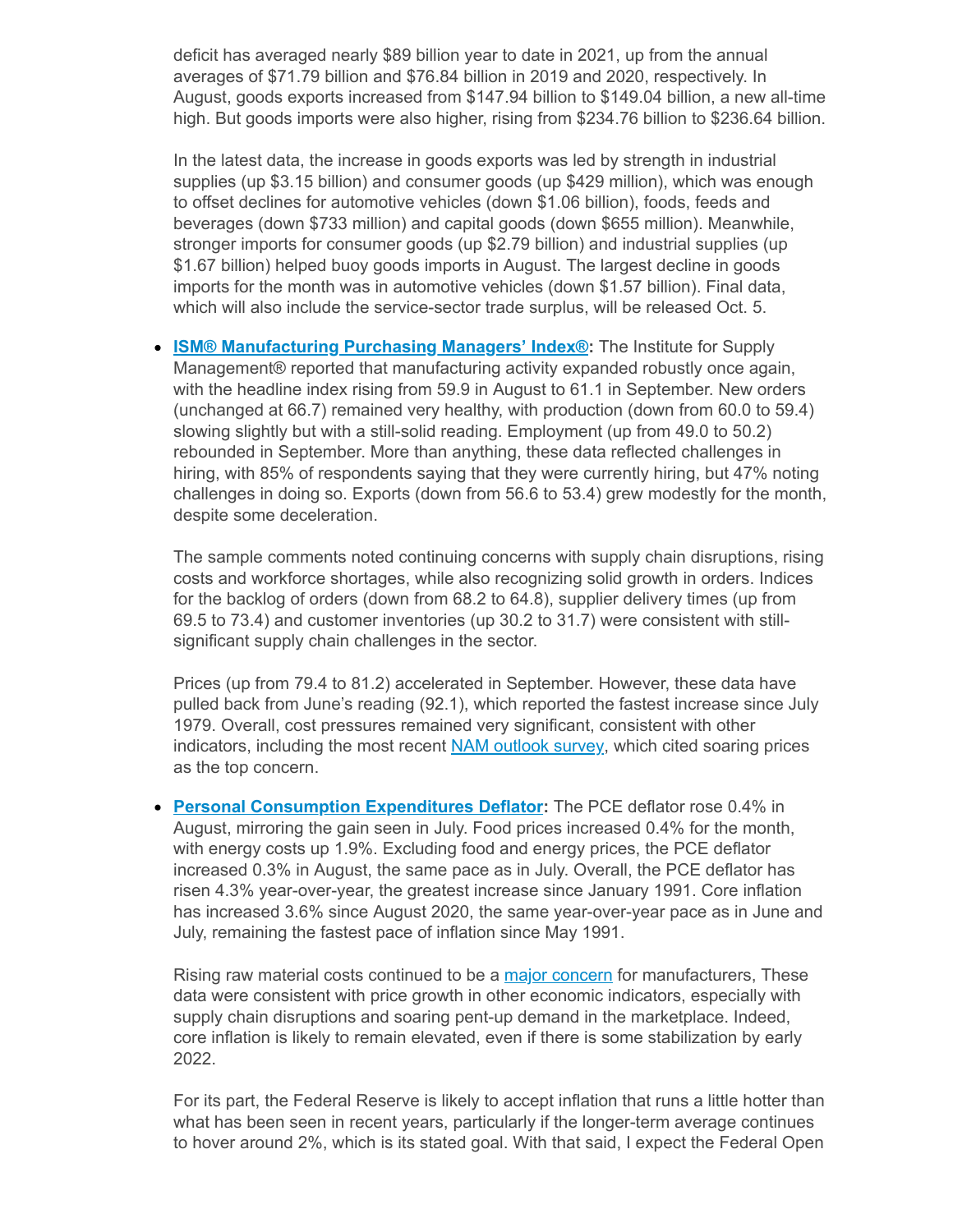deficit has averaged nearly $89 billion year to date in 2021, up from the annual averages of $71.79 billion and $76.84 billion in 2019 and 2020, respectively. In August, goods exports increased from $147.94 billion to $149.04 billion, a new all-time high. But goods imports were also higher, rising from $234.76 billion to $236.64 billion.

In the latest data, the increase in goods exports was led by strength in industrial supplies (up $3.15 billion) and consumer goods (up $429 million), which was enough to offset declines for automotive vehicles (down $1.06 billion), foods, feeds and beverages (down $733 million) and capital goods (down $655 million). Meanwhile, stronger imports for consumer goods (up $2.79 billion) and industrial supplies (up $1.67 billion) helped buoy goods imports in August. The largest decline in goods imports for the month was in automotive vehicles (down $1.57 billion). Final data, which will also include the service-sector trade surplus, will be released Oct. 5.

- **ISM® Manufacturing Purchasing Managers' Index®:** The Institute for Supply Management® reported that manufacturing activity expanded robustly once again, with the headline index rising from 59.9 in August to 61.1 in September. New orders (unchanged at 66.7) remained very healthy, with production (down from 60.0 to 59.4) slowing slightly but with a still-solid reading. Employment (up from 49.0 to 50.2) rebounded in September. More than anything, these data reflected challenges in hiring, with 85% of respondents saying that they were currently hiring, but 47% noting challenges in doing so. Exports (down from 56.6 to 53.4) grew modestly for the month, despite some deceleration.

  The sample comments noted continuing concerns with supply chain disruptions, rising costs and workforce shortages, while also recognizing solid growth in orders. Indices for the backlog of orders (down from 68.2 to 64.8), supplier delivery times (up from 69.5 to 73.4) and customer inventories (up 30.2 to 31.7) were consistent with still-significant supply chain challenges in the sector.

  Prices (up from 79.4 to 81.2) accelerated in September. However, these data have pulled back from June's reading (92.1), which reported the fastest increase since July 1979. Overall, cost pressures remained very significant, consistent with other indicators, including the most recent NAM outlook survey, which cited soaring prices as the top concern.

- **Personal Consumption Expenditures Deflator:** The PCE deflator rose 0.4% in August, mirroring the gain seen in July. Food prices increased 0.4% for the month, with energy costs up 1.9%. Excluding food and energy prices, the PCE deflator increased 0.3% in August, the same pace as in July. Overall, the PCE deflator has risen 4.3% year-over-year, the greatest increase since January 1991. Core inflation has increased 3.6% since August 2020, the same year-over-year pace as in June and July, remaining the fastest pace of inflation since May 1991.

  Rising raw material costs continued to be a major concern for manufacturers, These data were consistent with price growth in other economic indicators, especially with supply chain disruptions and soaring pent-up demand in the marketplace. Indeed, core inflation is likely to remain elevated, even if there is some stabilization by early 2022.

  For its part, the Federal Reserve is likely to accept inflation that runs a little hotter than what has been seen in recent years, particularly if the longer-term average continues to hover around 2%, which is its stated goal. With that said, I expect the Federal Open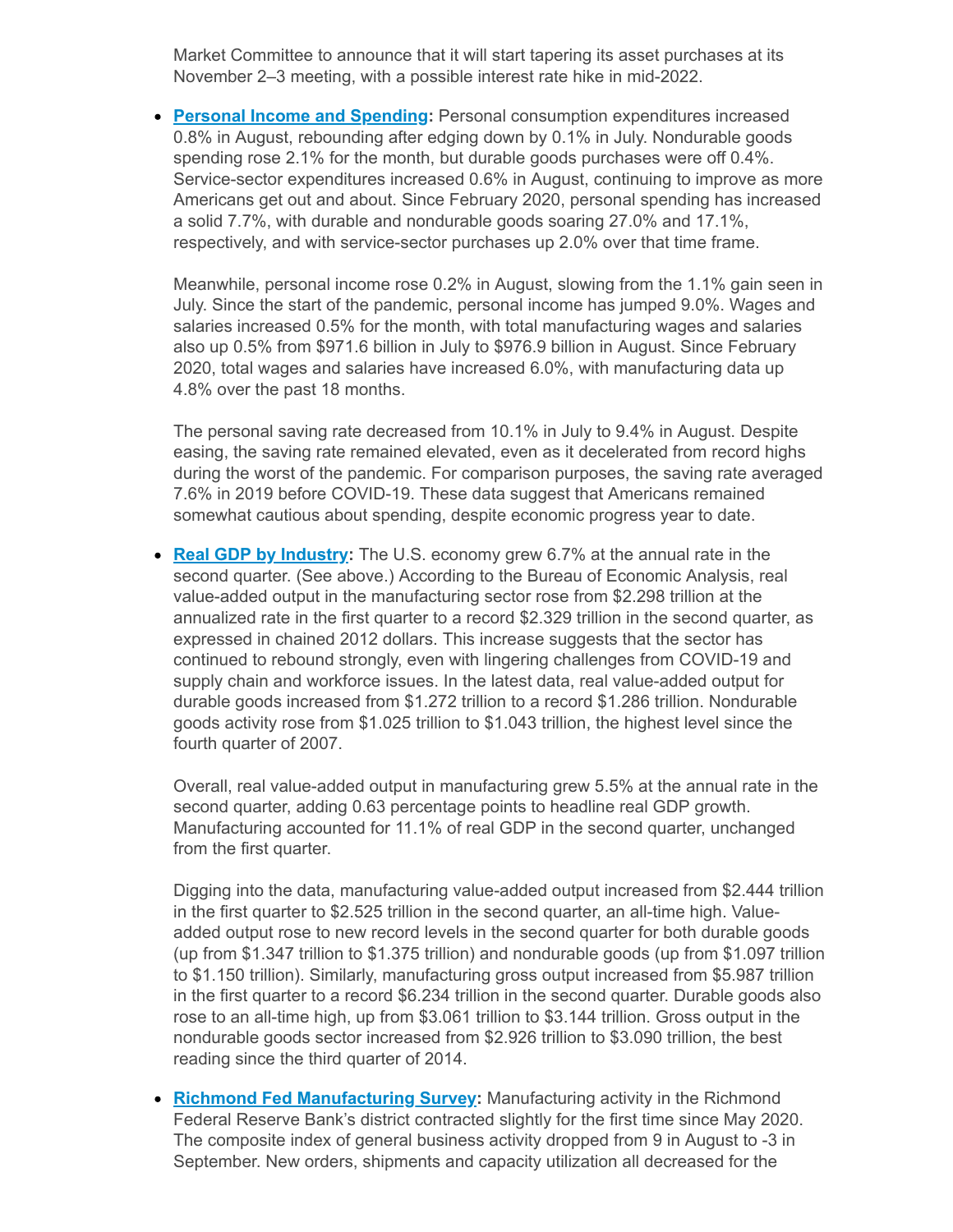Market Committee to announce that it will start tapering its asset purchases at its November 2–3 meeting, with a possible interest rate hike in mid-2022.

- **Personal Income and Spending:** Personal consumption expenditures increased 0.8% in August, rebounding after edging down by 0.1% in July. Nondurable goods spending rose 2.1% for the month, but durable goods purchases were off 0.4%. Service-sector expenditures increased 0.6% in August, continuing to improve as more Americans get out and about. Since February 2020, personal spending has increased a solid 7.7%, with durable and nondurable goods soaring 27.0% and 17.1%, respectively, and with service-sector purchases up 2.0% over that time frame.

  Meanwhile, personal income rose 0.2% in August, slowing from the 1.1% gain seen in July. Since the start of the pandemic, personal income has jumped 9.0%. Wages and salaries increased 0.5% for the month, with total manufacturing wages and salaries also up 0.5% from $971.6 billion in July to $976.9 billion in August. Since February 2020, total wages and salaries have increased 6.0%, with manufacturing data up 4.8% over the past 18 months.

  The personal saving rate decreased from 10.1% in July to 9.4% in August. Despite easing, the saving rate remained elevated, even as it decelerated from record highs during the worst of the pandemic. For comparison purposes, the saving rate averaged 7.6% in 2019 before COVID-19. These data suggest that Americans remained somewhat cautious about spending, despite economic progress year to date.

- **Real GDP by Industry:** The U.S. economy grew 6.7% at the annual rate in the second quarter. (See above.) According to the Bureau of Economic Analysis, real value-added output in the manufacturing sector rose from $2.298 trillion at the annualized rate in the first quarter to a record $2.329 trillion in the second quarter, as expressed in chained 2012 dollars. This increase suggests that the sector has continued to rebound strongly, even with lingering challenges from COVID-19 and supply chain and workforce issues. In the latest data, real value-added output for durable goods increased from $1.272 trillion to a record $1.286 trillion. Nondurable goods activity rose from $1.025 trillion to $1.043 trillion, the highest level since the fourth quarter of 2007.

  Overall, real value-added output in manufacturing grew 5.5% at the annual rate in the second quarter, adding 0.63 percentage points to headline real GDP growth. Manufacturing accounted for 11.1% of real GDP in the second quarter, unchanged from the first quarter.

  Digging into the data, manufacturing value-added output increased from $2.444 trillion in the first quarter to $2.525 trillion in the second quarter, an all-time high. Value-added output rose to new record levels in the second quarter for both durable goods (up from $1.347 trillion to $1.375 trillion) and nondurable goods (up from $1.097 trillion to $1.150 trillion). Similarly, manufacturing gross output increased from $5.987 trillion in the first quarter to a record $6.234 trillion in the second quarter. Durable goods also rose to an all-time high, up from $3.061 trillion to $3.144 trillion. Gross output in the nondurable goods sector increased from $2.926 trillion to $3.090 trillion, the best reading since the third quarter of 2014.

- **Richmond Fed Manufacturing Survey:** Manufacturing activity in the Richmond Federal Reserve Bank's district contracted slightly for the first time since May 2020. The composite index of general business activity dropped from 9 in August to -3 in September. New orders, shipments and capacity utilization all decreased for the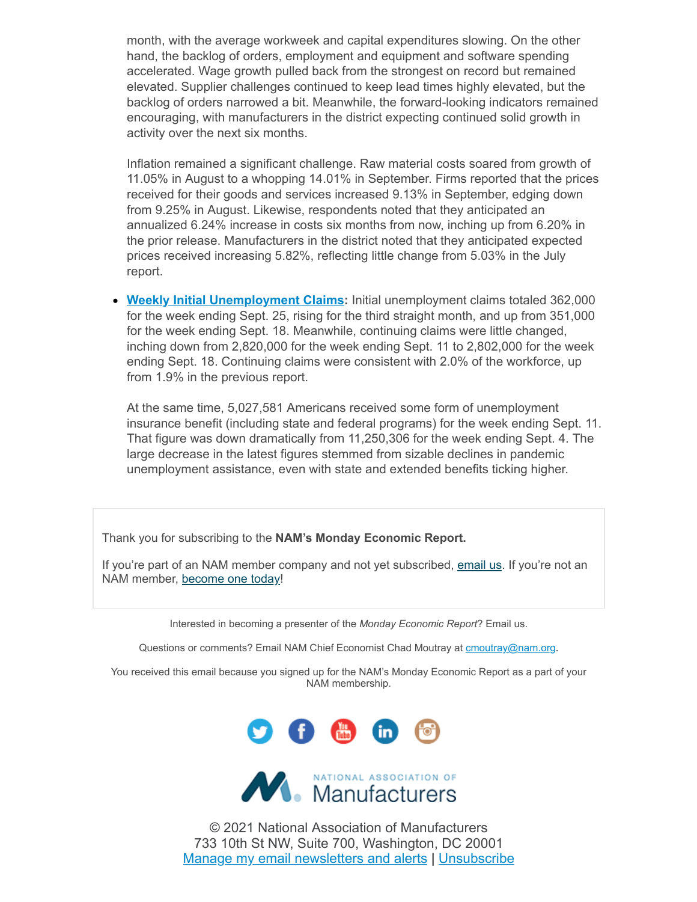month, with the average workweek and capital expenditures slowing. On the other hand, the backlog of orders, employment and equipment and software spending accelerated. Wage growth pulled back from the strongest on record but remained elevated. Supplier challenges continued to keep lead times highly elevated, but the backlog of orders narrowed a bit. Meanwhile, the forward-looking indicators remained encouraging, with manufacturers in the district expecting continued solid growth in activity over the next six months.

Inflation remained a significant challenge. Raw material costs soared from growth of 11.05% in August to a whopping 14.01% in September. Firms reported that the prices received for their goods and services increased 9.13% in September, edging down from 9.25% in August. Likewise, respondents noted that they anticipated an annualized 6.24% increase in costs six months from now, inching up from 6.20% in the prior release. Manufacturers in the district noted that they anticipated expected prices received increasing 5.82%, reflecting little change from 5.03% in the July report.

- **Weekly Initial Unemployment Claims:** Initial unemployment claims totaled 362,000 for the week ending Sept. 25, rising for the third straight month, and up from 351,000 for the week ending Sept. 18. Meanwhile, continuing claims were little changed, inching down from 2,820,000 for the week ending Sept. 11 to 2,802,000 for the week ending Sept. 18. Continuing claims were consistent with 2.0% of the workforce, up from 1.9% in the previous report.

  At the same time, 5,027,581 Americans received some form of unemployment insurance benefit (including state and federal programs) for the week ending Sept. 11. That figure was down dramatically from 11,250,306 for the week ending Sept. 4. The large decrease in the latest figures stemmed from sizable declines in pandemic unemployment assistance, even with state and extended benefits ticking higher.

Thank you for subscribing to the **NAM's Monday Economic Report.**

If you're part of an NAM member company and not yet subscribed, email us. If you're not an NAM member, become one today!

Interested in becoming a presenter of the *Monday Economic Report*? Email us.

Questions or comments? Email NAM Chief Economist Chad Moutray at cmoutray@nam.org.

You received this email because you signed up for the NAM's Monday Economic Report as a part of your NAM membership.

NATIONAL ASSOCIATION OF Manufacturers

© 2021 National Association of Manufacturers
733 10th St NW, Suite 700, Washington, DC 20001
Manage my email newsletters and alerts | Unsubscribe